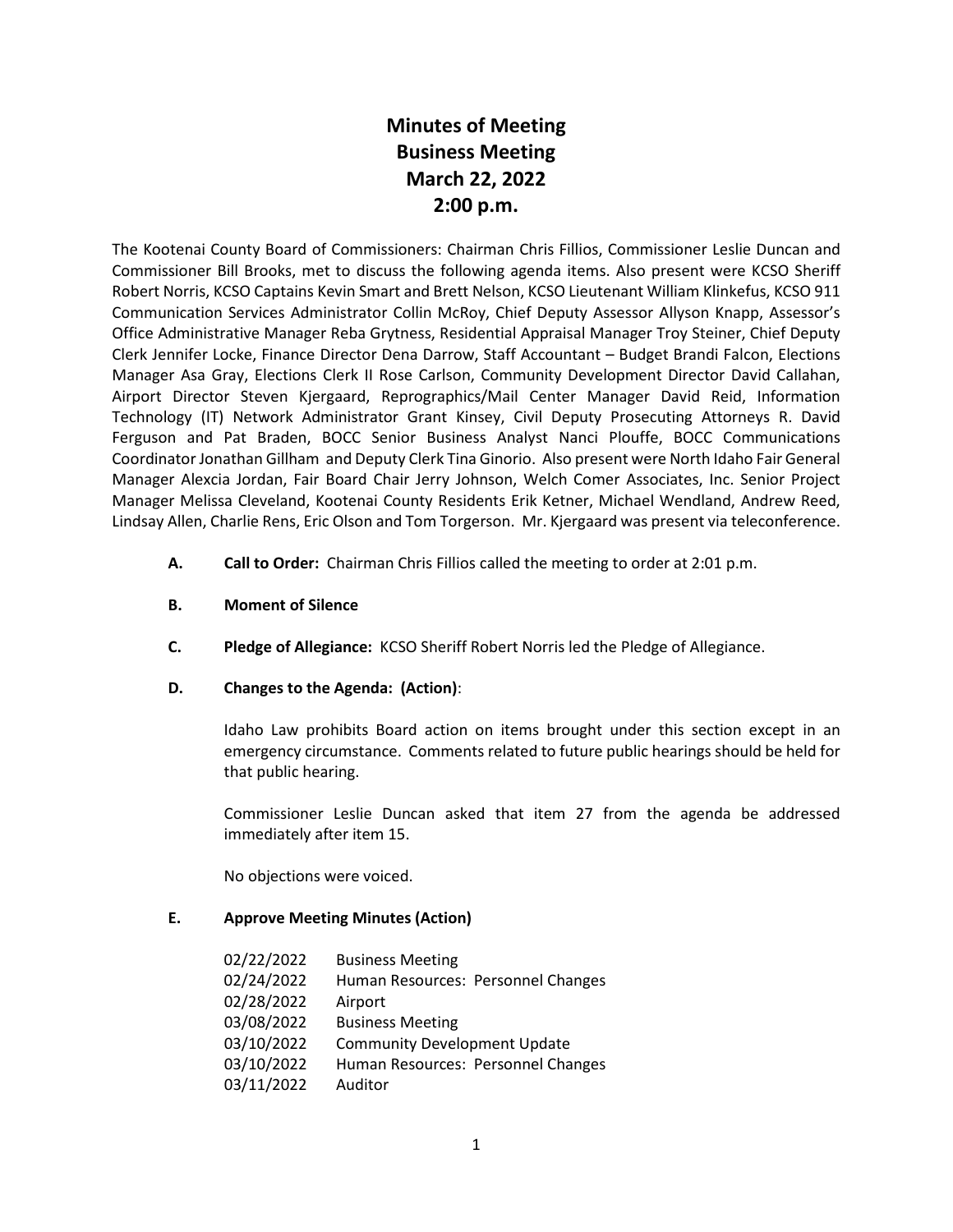# Minutes of Meeting
# Business Meeting
# March 22, 2022
# 2:00 p.m.

The Kootenai County Board of Commissioners: Chairman Chris Fillios, Commissioner Leslie Duncan and Commissioner Bill Brooks, met to discuss the following agenda items. Also present were KCSO Sheriff Robert Norris, KCSO Captains Kevin Smart and Brett Nelson, KCSO Lieutenant William Klinkefus, KCSO 911 Communication Services Administrator Collin McRoy, Chief Deputy Assessor Allyson Knapp, Assessor's Office Administrative Manager Reba Grytness, Residential Appraisal Manager Troy Steiner, Chief Deputy Clerk Jennifer Locke, Finance Director Dena Darrow, Staff Accountant – Budget Brandi Falcon, Elections Manager Asa Gray, Elections Clerk II Rose Carlson, Community Development Director David Callahan, Airport Director Steven Kjergaard, Reprographics/Mail Center Manager David Reid, Information Technology (IT) Network Administrator Grant Kinsey, Civil Deputy Prosecuting Attorneys R. David Ferguson and Pat Braden, BOCC Senior Business Analyst Nanci Plouffe, BOCC Communications Coordinator Jonathan Gillham and Deputy Clerk Tina Ginorio. Also present were North Idaho Fair General Manager Alexcia Jordan, Fair Board Chair Jerry Johnson, Welch Comer Associates, Inc. Senior Project Manager Melissa Cleveland, Kootenai County Residents Erik Ketner, Michael Wendland, Andrew Reed, Lindsay Allen, Charlie Rens, Eric Olson and Tom Torgerson. Mr. Kjergaard was present via teleconference.

**A. Call to Order:** Chairman Chris Fillios called the meeting to order at 2:01 p.m.

**B. Moment of Silence**

**C. Pledge of Allegiance:** KCSO Sheriff Robert Norris led the Pledge of Allegiance.

**D. Changes to the Agenda: (Action)**:

Idaho Law prohibits Board action on items brought under this section except in an emergency circumstance. Comments related to future public hearings should be held for that public hearing.

Commissioner Leslie Duncan asked that item 27 from the agenda be addressed immediately after item 15.

No objections were voiced.

**E. Approve Meeting Minutes (Action)**

| | |
|---|---|
| 02/22/2022 | Business Meeting |
| 02/24/2022 | Human Resources: Personnel Changes |
| 02/28/2022 | Airport |
| 03/08/2022 | Business Meeting |
| 03/10/2022 | Community Development Update |
| 03/10/2022 | Human Resources: Personnel Changes |
| 03/11/2022 | Auditor |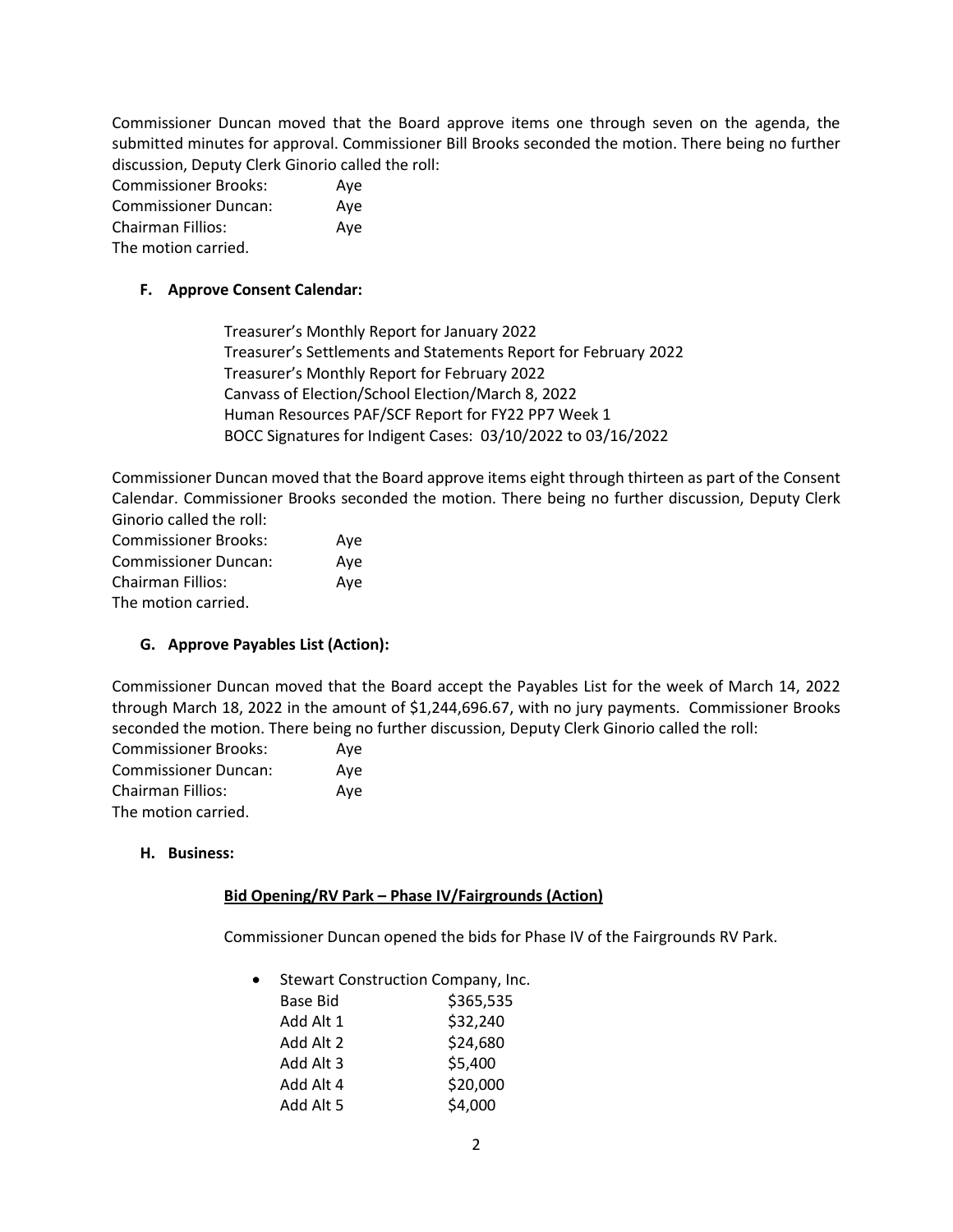Commissioner Duncan moved that the Board approve items one through seven on the agenda, the submitted minutes for approval. Commissioner Bill Brooks seconded the motion. There being no further discussion, Deputy Clerk Ginorio called the roll:

| | |
|---|---|
| Commissioner Brooks: | Aye |
| Commissioner Duncan: | Aye |
| Chairman Fillios: | Aye |

The motion carried.

**F. Approve Consent Calendar:**

Treasurer's Monthly Report for January 2022
Treasurer's Settlements and Statements Report for February 2022
Treasurer's Monthly Report for February 2022
Canvass of Election/School Election/March 8, 2022
Human Resources PAF/SCF Report for FY22 PP7 Week 1
BOCC Signatures for Indigent Cases: 03/10/2022 to 03/16/2022

Commissioner Duncan moved that the Board approve items eight through thirteen as part of the Consent Calendar. Commissioner Brooks seconded the motion. There being no further discussion, Deputy Clerk Ginorio called the roll:

| | |
|---|---|
| Commissioner Brooks: | Aye |
| Commissioner Duncan: | Aye |
| Chairman Fillios: | Aye |

The motion carried.

**G. Approve Payables List (Action):**

Commissioner Duncan moved that the Board accept the Payables List for the week of March 14, 2022 through March 18, 2022 in the amount of $1,244,696.67, with no jury payments. Commissioner Brooks seconded the motion. There being no further discussion, Deputy Clerk Ginorio called the roll:

| | |
|---|---|
| Commissioner Brooks: | Aye |
| Commissioner Duncan: | Aye |
| Chairman Fillios: | Aye |

The motion carried.

**H. Business:**

**Bid Opening/RV Park – Phase IV/Fairgrounds (Action)**

Commissioner Duncan opened the bids for Phase IV of the Fairgrounds RV Park.

- Stewart Construction Company, Inc.

| | |
|---|---|
| Base Bid | $365,535 |
| Add Alt 1 | $32,240 |
| Add Alt 2 | $24,680 |
| Add Alt 3 | $5,400 |
| Add Alt 4 | $20,000 |
| Add Alt 5 | $4,000 |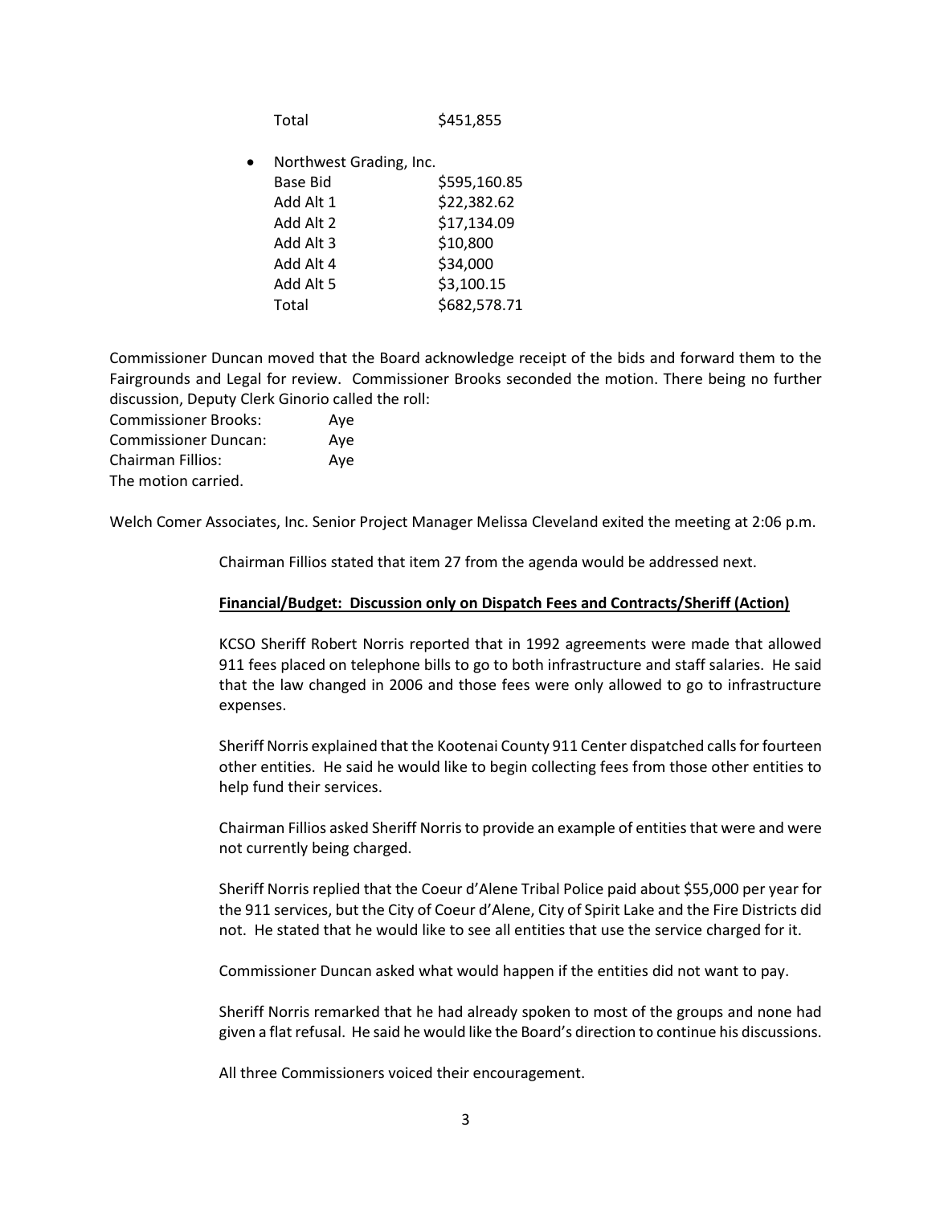| | |
|---|---|
| Total | $451,855 |

- Northwest Grading, Inc.

| | |
|---|---|
| Base Bid | $595,160.85 |
| Add Alt 1 | $22,382.62 |
| Add Alt 2 | $17,134.09 |
| Add Alt 3 | $10,800 |
| Add Alt 4 | $34,000 |
| Add Alt 5 | $3,100.15 |
| Total | $682,578.71 |

Commissioner Duncan moved that the Board acknowledge receipt of the bids and forward them to the Fairgrounds and Legal for review. Commissioner Brooks seconded the motion. There being no further discussion, Deputy Clerk Ginorio called the roll:

Commissioner Brooks: Aye
Commissioner Duncan: Aye
Chairman Fillios: Aye
The motion carried.

Welch Comer Associates, Inc. Senior Project Manager Melissa Cleveland exited the meeting at 2:06 p.m.

Chairman Fillios stated that item 27 from the agenda would be addressed next.

**Financial/Budget: Discussion only on Dispatch Fees and Contracts/Sheriff (Action)**

KCSO Sheriff Robert Norris reported that in 1992 agreements were made that allowed 911 fees placed on telephone bills to go to both infrastructure and staff salaries. He said that the law changed in 2006 and those fees were only allowed to go to infrastructure expenses.

Sheriff Norris explained that the Kootenai County 911 Center dispatched calls for fourteen other entities. He said he would like to begin collecting fees from those other entities to help fund their services.

Chairman Fillios asked Sheriff Norris to provide an example of entities that were and were not currently being charged.

Sheriff Norris replied that the Coeur d'Alene Tribal Police paid about $55,000 per year for the 911 services, but the City of Coeur d'Alene, City of Spirit Lake and the Fire Districts did not. He stated that he would like to see all entities that use the service charged for it.

Commissioner Duncan asked what would happen if the entities did not want to pay.

Sheriff Norris remarked that he had already spoken to most of the groups and none had given a flat refusal. He said he would like the Board's direction to continue his discussions.

All three Commissioners voiced their encouragement.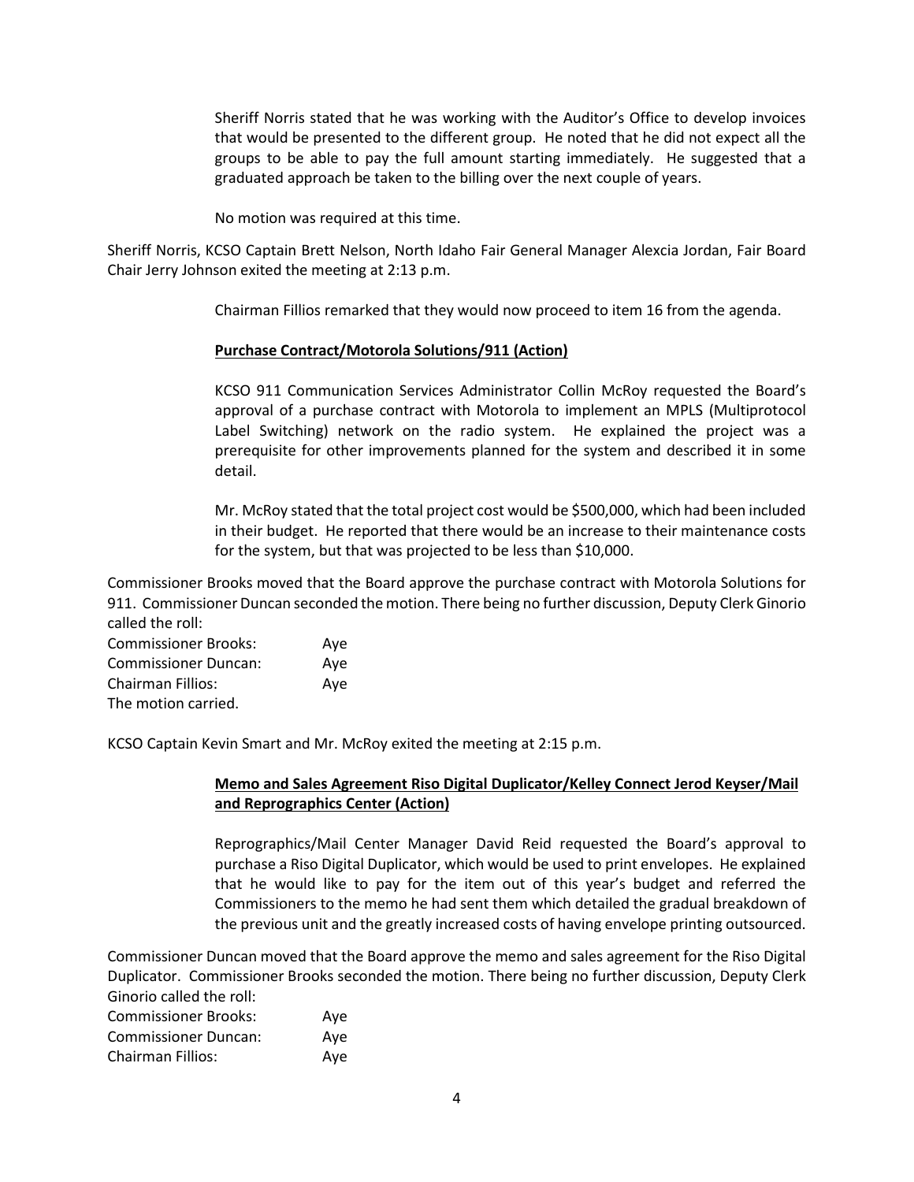Sheriff Norris stated that he was working with the Auditor's Office to develop invoices that would be presented to the different group. He noted that he did not expect all the groups to be able to pay the full amount starting immediately. He suggested that a graduated approach be taken to the billing over the next couple of years.

No motion was required at this time.

Sheriff Norris, KCSO Captain Brett Nelson, North Idaho Fair General Manager Alexcia Jordan, Fair Board Chair Jerry Johnson exited the meeting at 2:13 p.m.

Chairman Fillios remarked that they would now proceed to item 16 from the agenda.

**Purchase Contract/Motorola Solutions/911 (Action)**

KCSO 911 Communication Services Administrator Collin McRoy requested the Board's approval of a purchase contract with Motorola to implement an MPLS (Multiprotocol Label Switching) network on the radio system. He explained the project was a prerequisite for other improvements planned for the system and described it in some detail.

Mr. McRoy stated that the total project cost would be $500,000, which had been included in their budget. He reported that there would be an increase to their maintenance costs for the system, but that was projected to be less than $10,000.

Commissioner Brooks moved that the Board approve the purchase contract with Motorola Solutions for 911. Commissioner Duncan seconded the motion. There being no further discussion, Deputy Clerk Ginorio called the roll:

Commissioner Brooks: Aye
Commissioner Duncan: Aye
Chairman Fillios: Aye
The motion carried.

KCSO Captain Kevin Smart and Mr. McRoy exited the meeting at 2:15 p.m.

**Memo and Sales Agreement Riso Digital Duplicator/Kelley Connect Jerod Keyser/Mail and Reprographics Center (Action)**

Reprographics/Mail Center Manager David Reid requested the Board's approval to purchase a Riso Digital Duplicator, which would be used to print envelopes. He explained that he would like to pay for the item out of this year's budget and referred the Commissioners to the memo he had sent them which detailed the gradual breakdown of the previous unit and the greatly increased costs of having envelope printing outsourced.

Commissioner Duncan moved that the Board approve the memo and sales agreement for the Riso Digital Duplicator. Commissioner Brooks seconded the motion. There being no further discussion, Deputy Clerk Ginorio called the roll:

Commissioner Brooks: Aye
Commissioner Duncan: Aye
Chairman Fillios: Aye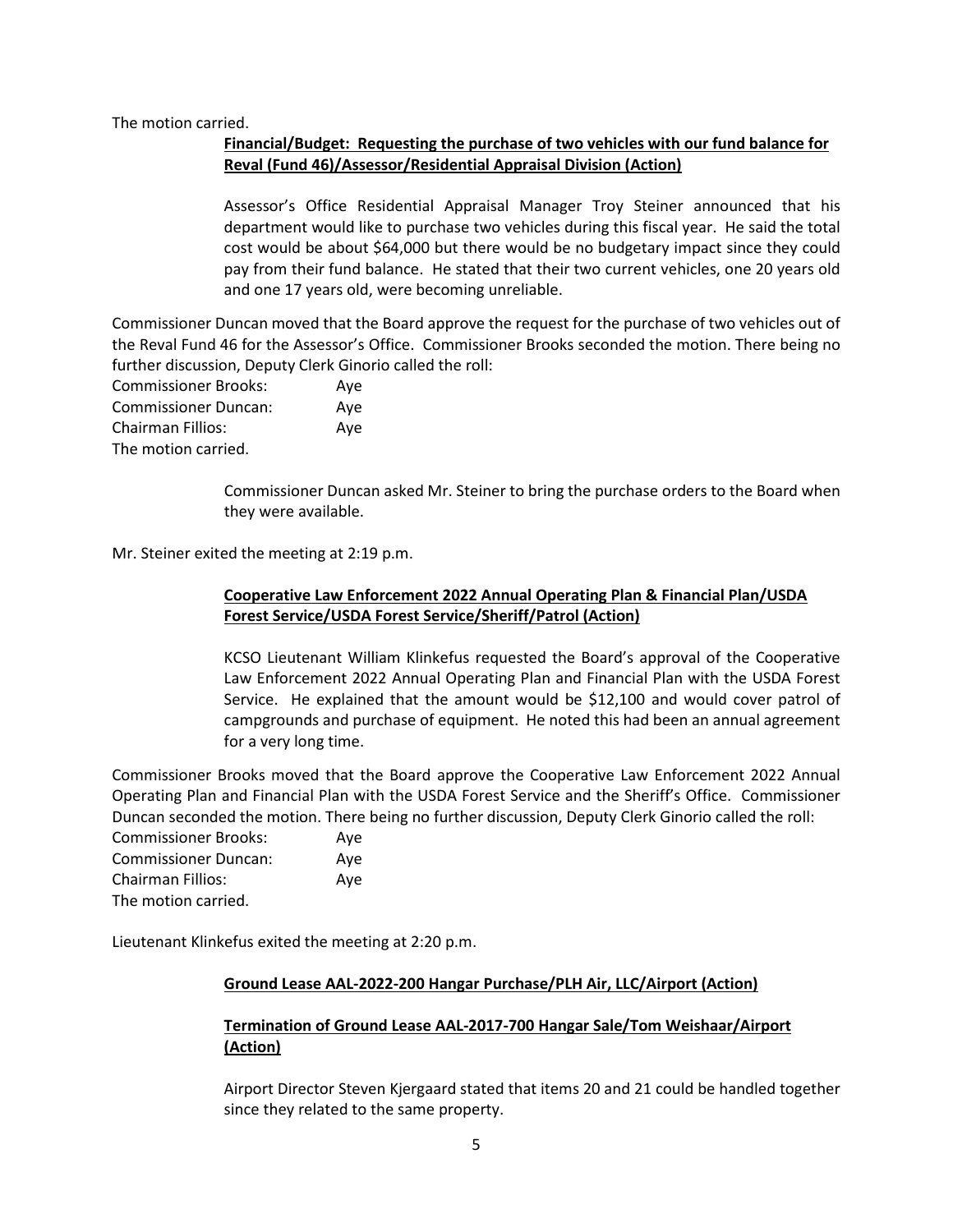The motion carried.

**Financial/Budget: Requesting the purchase of two vehicles with our fund balance for Reval (Fund 46)/Assessor/Residential Appraisal Division (Action)**

Assessor's Office Residential Appraisal Manager Troy Steiner announced that his department would like to purchase two vehicles during this fiscal year. He said the total cost would be about $64,000 but there would be no budgetary impact since they could pay from their fund balance. He stated that their two current vehicles, one 20 years old and one 17 years old, were becoming unreliable.

Commissioner Duncan moved that the Board approve the request for the purchase of two vehicles out of the Reval Fund 46 for the Assessor's Office. Commissioner Brooks seconded the motion. There being no further discussion, Deputy Clerk Ginorio called the roll:

Commissioner Brooks: Aye
Commissioner Duncan: Aye
Chairman Fillios: Aye
The motion carried.

Commissioner Duncan asked Mr. Steiner to bring the purchase orders to the Board when they were available.

Mr. Steiner exited the meeting at 2:19 p.m.

**Cooperative Law Enforcement 2022 Annual Operating Plan & Financial Plan/USDA Forest Service/USDA Forest Service/Sheriff/Patrol (Action)**

KCSO Lieutenant William Klinkefus requested the Board's approval of the Cooperative Law Enforcement 2022 Annual Operating Plan and Financial Plan with the USDA Forest Service. He explained that the amount would be $12,100 and would cover patrol of campgrounds and purchase of equipment. He noted this had been an annual agreement for a very long time.

Commissioner Brooks moved that the Board approve the Cooperative Law Enforcement 2022 Annual Operating Plan and Financial Plan with the USDA Forest Service and the Sheriff's Office. Commissioner Duncan seconded the motion. There being no further discussion, Deputy Clerk Ginorio called the roll:

Commissioner Brooks: Aye
Commissioner Duncan: Aye
Chairman Fillios: Aye
The motion carried.

Lieutenant Klinkefus exited the meeting at 2:20 p.m.

**Ground Lease AAL-2022-200 Hangar Purchase/PLH Air, LLC/Airport (Action)**

**Termination of Ground Lease AAL-2017-700 Hangar Sale/Tom Weishaar/Airport (Action)**

Airport Director Steven Kjergaard stated that items 20 and 21 could be handled together since they related to the same property.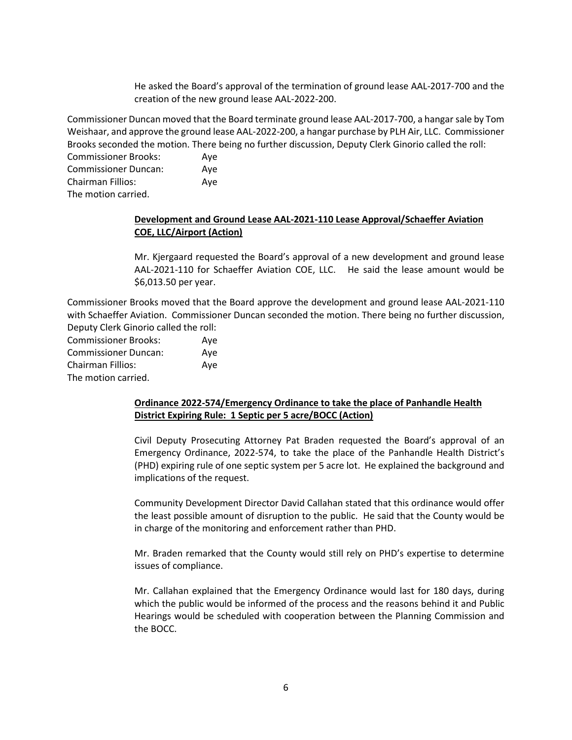He asked the Board's approval of the termination of ground lease AAL-2017-700 and the creation of the new ground lease AAL-2022-200.

Commissioner Duncan moved that the Board terminate ground lease AAL-2017-700, a hangar sale by Tom Weishaar, and approve the ground lease AAL-2022-200, a hangar purchase by PLH Air, LLC. Commissioner Brooks seconded the motion. There being no further discussion, Deputy Clerk Ginorio called the roll:

Commissioner Brooks: Aye
Commissioner Duncan: Aye
Chairman Fillios: Aye
The motion carried.

**Development and Ground Lease AAL-2021-110 Lease Approval/Schaeffer Aviation COE, LLC/Airport (Action)**

Mr. Kjergaard requested the Board's approval of a new development and ground lease AAL-2021-110 for Schaeffer Aviation COE, LLC. He said the lease amount would be $6,013.50 per year.

Commissioner Brooks moved that the Board approve the development and ground lease AAL-2021-110 with Schaeffer Aviation. Commissioner Duncan seconded the motion. There being no further discussion, Deputy Clerk Ginorio called the roll:

Commissioner Brooks: Aye
Commissioner Duncan: Aye
Chairman Fillios: Aye
The motion carried.

**Ordinance 2022-574/Emergency Ordinance to take the place of Panhandle Health District Expiring Rule: 1 Septic per 5 acre/BOCC (Action)**

Civil Deputy Prosecuting Attorney Pat Braden requested the Board's approval of an Emergency Ordinance, 2022-574, to take the place of the Panhandle Health District's (PHD) expiring rule of one septic system per 5 acre lot. He explained the background and implications of the request.

Community Development Director David Callahan stated that this ordinance would offer the least possible amount of disruption to the public. He said that the County would be in charge of the monitoring and enforcement rather than PHD.

Mr. Braden remarked that the County would still rely on PHD's expertise to determine issues of compliance.

Mr. Callahan explained that the Emergency Ordinance would last for 180 days, during which the public would be informed of the process and the reasons behind it and Public Hearings would be scheduled with cooperation between the Planning Commission and the BOCC.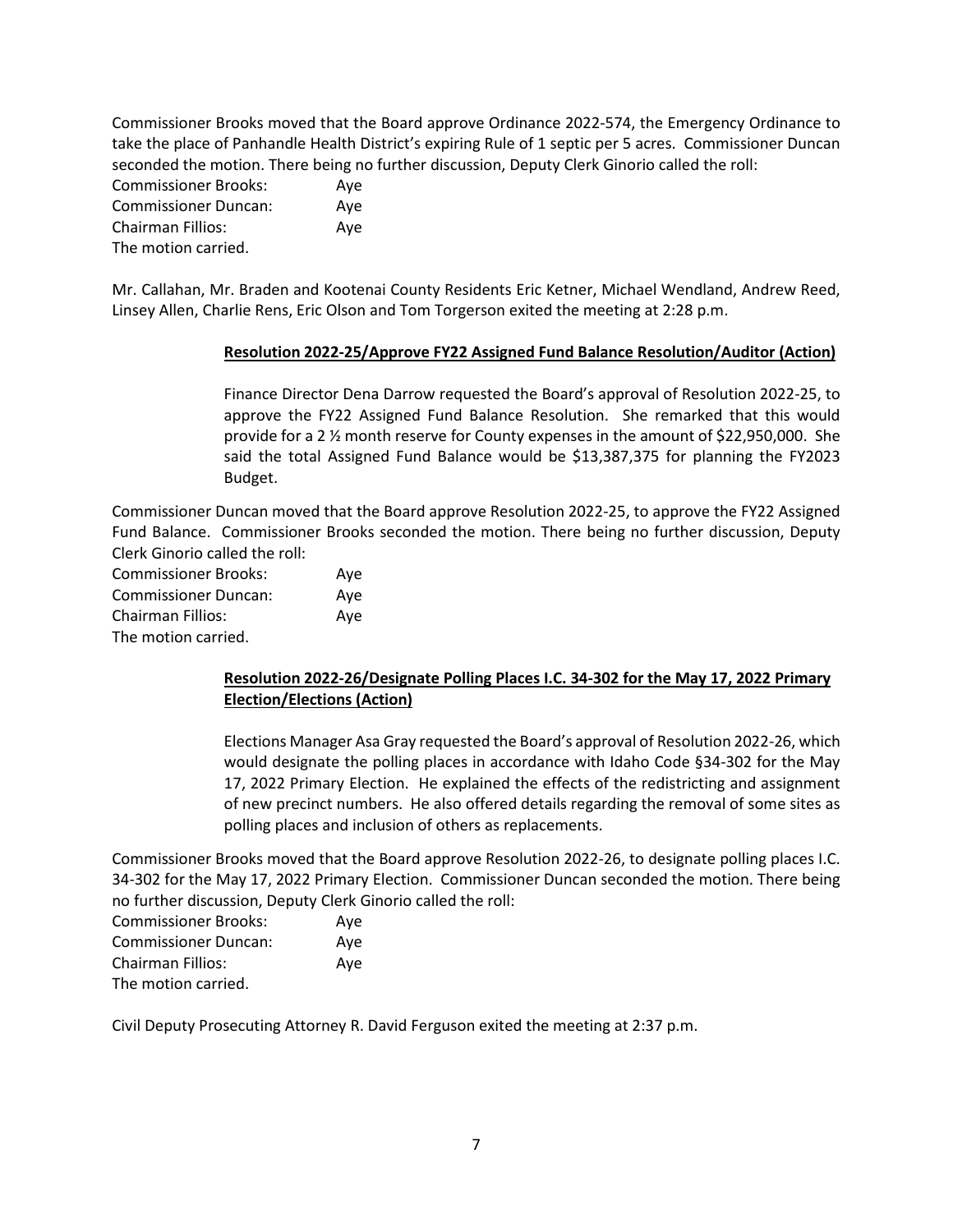Commissioner Brooks moved that the Board approve Ordinance 2022-574, the Emergency Ordinance to take the place of Panhandle Health District's expiring Rule of 1 septic per 5 acres. Commissioner Duncan seconded the motion. There being no further discussion, Deputy Clerk Ginorio called the roll:

Commissioner Brooks: Aye
Commissioner Duncan: Aye
Chairman Fillios: Aye
The motion carried.

Mr. Callahan, Mr. Braden and Kootenai County Residents Eric Ketner, Michael Wendland, Andrew Reed, Linsey Allen, Charlie Rens, Eric Olson and Tom Torgerson exited the meeting at 2:28 p.m.

**Resolution 2022-25/Approve FY22 Assigned Fund Balance Resolution/Auditor (Action)**

Finance Director Dena Darrow requested the Board's approval of Resolution 2022-25, to approve the FY22 Assigned Fund Balance Resolution. She remarked that this would provide for a 2 ½ month reserve for County expenses in the amount of $22,950,000. She said the total Assigned Fund Balance would be $13,387,375 for planning the FY2023 Budget.

Commissioner Duncan moved that the Board approve Resolution 2022-25, to approve the FY22 Assigned Fund Balance. Commissioner Brooks seconded the motion. There being no further discussion, Deputy Clerk Ginorio called the roll:

Commissioner Brooks: Aye
Commissioner Duncan: Aye
Chairman Fillios: Aye
The motion carried.

**Resolution 2022-26/Designate Polling Places I.C. 34-302 for the May 17, 2022 Primary Election/Elections (Action)**

Elections Manager Asa Gray requested the Board's approval of Resolution 2022-26, which would designate the polling places in accordance with Idaho Code §34-302 for the May 17, 2022 Primary Election. He explained the effects of the redistricting and assignment of new precinct numbers. He also offered details regarding the removal of some sites as polling places and inclusion of others as replacements.

Commissioner Brooks moved that the Board approve Resolution 2022-26, to designate polling places I.C. 34-302 for the May 17, 2022 Primary Election. Commissioner Duncan seconded the motion. There being no further discussion, Deputy Clerk Ginorio called the roll:

Commissioner Brooks: Aye
Commissioner Duncan: Aye
Chairman Fillios: Aye
The motion carried.

Civil Deputy Prosecuting Attorney R. David Ferguson exited the meeting at 2:37 p.m.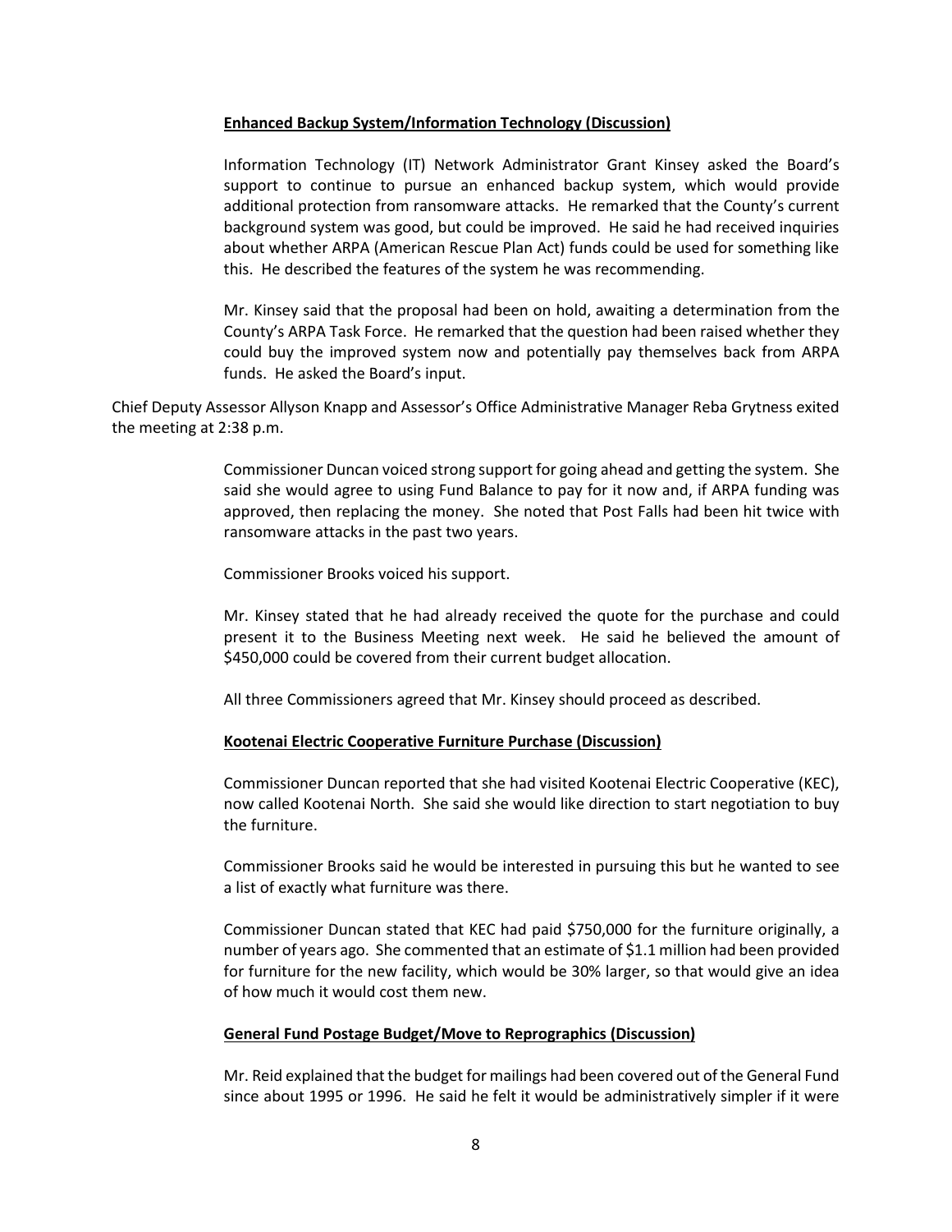**<u>Enhanced Backup System/Information Technology (Discussion)</u>**

Information Technology (IT) Network Administrator Grant Kinsey asked the Board's support to continue to pursue an enhanced backup system, which would provide additional protection from ransomware attacks. He remarked that the County's current background system was good, but could be improved. He said he had received inquiries about whether ARPA (American Rescue Plan Act) funds could be used for something like this. He described the features of the system he was recommending.

Mr. Kinsey said that the proposal had been on hold, awaiting a determination from the County's ARPA Task Force. He remarked that the question had been raised whether they could buy the improved system now and potentially pay themselves back from ARPA funds. He asked the Board's input.

Chief Deputy Assessor Allyson Knapp and Assessor's Office Administrative Manager Reba Grytness exited the meeting at 2:38 p.m.

Commissioner Duncan voiced strong support for going ahead and getting the system. She said she would agree to using Fund Balance to pay for it now and, if ARPA funding was approved, then replacing the money. She noted that Post Falls had been hit twice with ransomware attacks in the past two years.

Commissioner Brooks voiced his support.

Mr. Kinsey stated that he had already received the quote for the purchase and could present it to the Business Meeting next week. He said he believed the amount of $450,000 could be covered from their current budget allocation.

All three Commissioners agreed that Mr. Kinsey should proceed as described.

**<u>Kootenai Electric Cooperative Furniture Purchase (Discussion)</u>**

Commissioner Duncan reported that she had visited Kootenai Electric Cooperative (KEC), now called Kootenai North. She said she would like direction to start negotiation to buy the furniture.

Commissioner Brooks said he would be interested in pursuing this but he wanted to see a list of exactly what furniture was there.

Commissioner Duncan stated that KEC had paid $750,000 for the furniture originally, a number of years ago. She commented that an estimate of $1.1 million had been provided for furniture for the new facility, which would be 30% larger, so that would give an idea of how much it would cost them new.

**<u>General Fund Postage Budget/Move to Reprographics (Discussion)</u>**

Mr. Reid explained that the budget for mailings had been covered out of the General Fund since about 1995 or 1996. He said he felt it would be administratively simpler if it were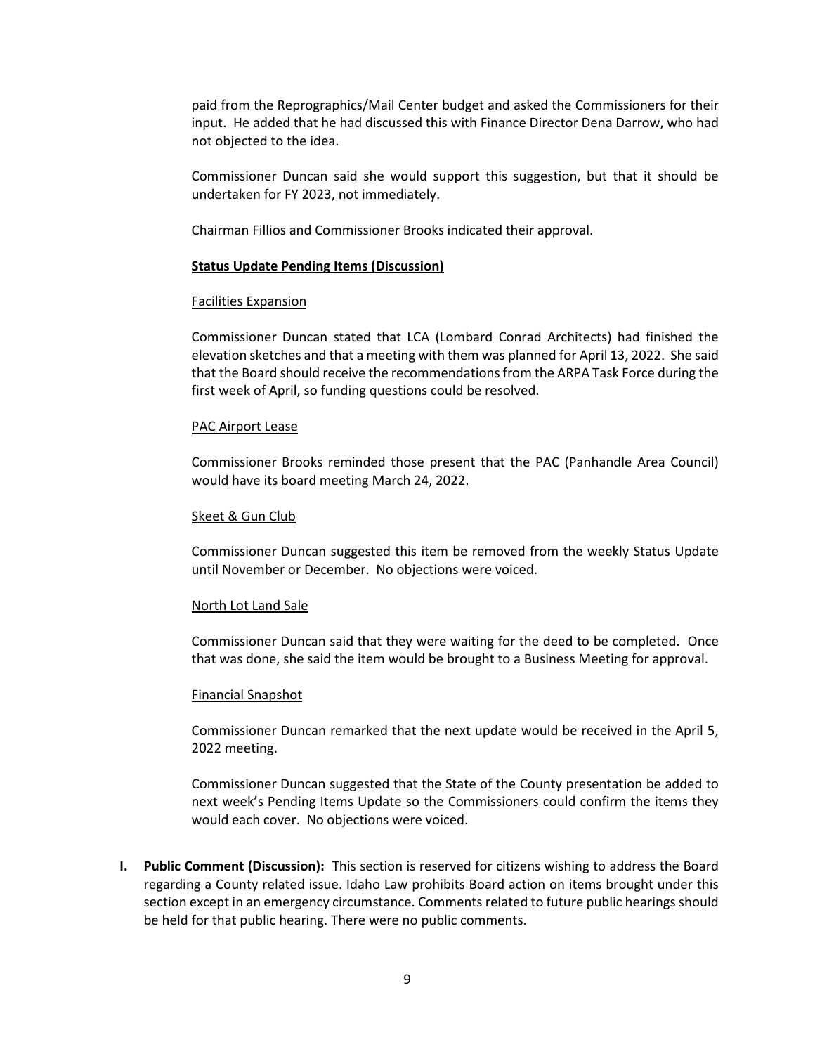paid from the Reprographics/Mail Center budget and asked the Commissioners for their input. He added that he had discussed this with Finance Director Dena Darrow, who had not objected to the idea.

Commissioner Duncan said she would support this suggestion, but that it should be undertaken for FY 2023, not immediately.

Chairman Fillios and Commissioner Brooks indicated their approval.

**Status Update Pending Items (Discussion)**

Facilities Expansion

Commissioner Duncan stated that LCA (Lombard Conrad Architects) had finished the elevation sketches and that a meeting with them was planned for April 13, 2022. She said that the Board should receive the recommendations from the ARPA Task Force during the first week of April, so funding questions could be resolved.

PAC Airport Lease

Commissioner Brooks reminded those present that the PAC (Panhandle Area Council) would have its board meeting March 24, 2022.

Skeet & Gun Club

Commissioner Duncan suggested this item be removed from the weekly Status Update until November or December. No objections were voiced.

North Lot Land Sale

Commissioner Duncan said that they were waiting for the deed to be completed. Once that was done, she said the item would be brought to a Business Meeting for approval.

Financial Snapshot

Commissioner Duncan remarked that the next update would be received in the April 5, 2022 meeting.

Commissioner Duncan suggested that the State of the County presentation be added to next week's Pending Items Update so the Commissioners could confirm the items they would each cover. No objections were voiced.

**I. Public Comment (Discussion):** This section is reserved for citizens wishing to address the Board regarding a County related issue. Idaho Law prohibits Board action on items brought under this section except in an emergency circumstance. Comments related to future public hearings should be held for that public hearing. There were no public comments.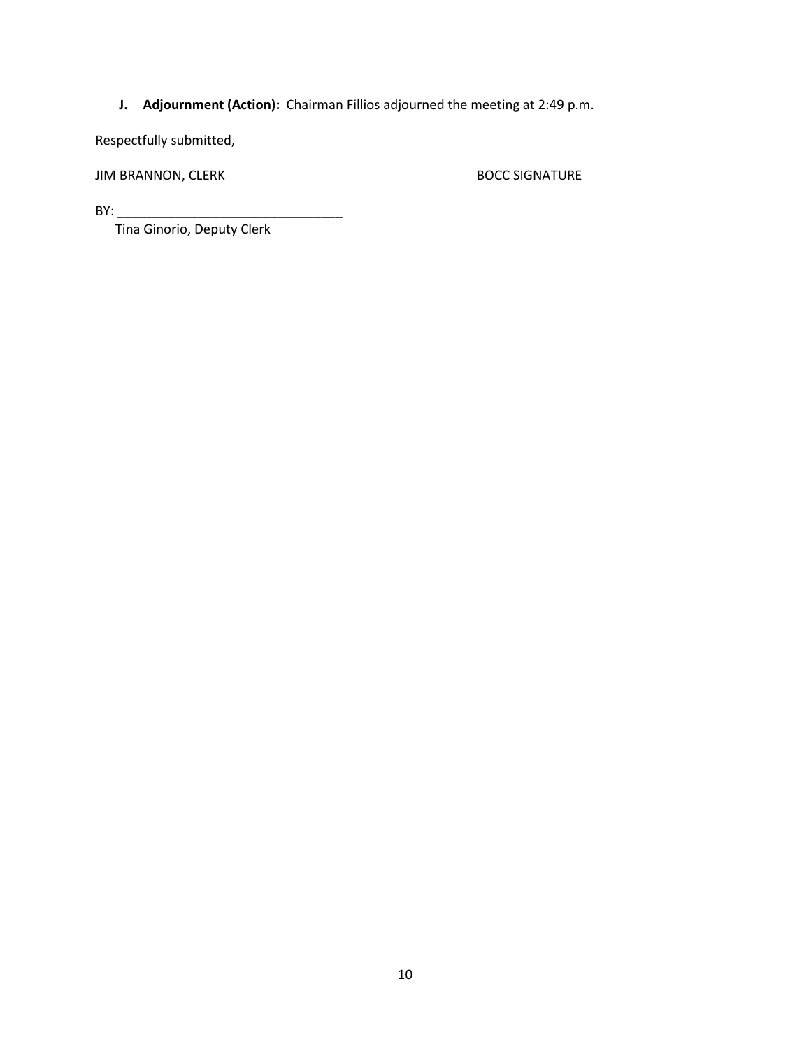**J. Adjournment (Action):** Chairman Fillios adjourned the meeting at 2:49 p.m.

Respectfully submitted,

JIM BRANNON, CLERK BOCC SIGNATURE

BY: _______________________________
Tina Ginorio, Deputy Clerk